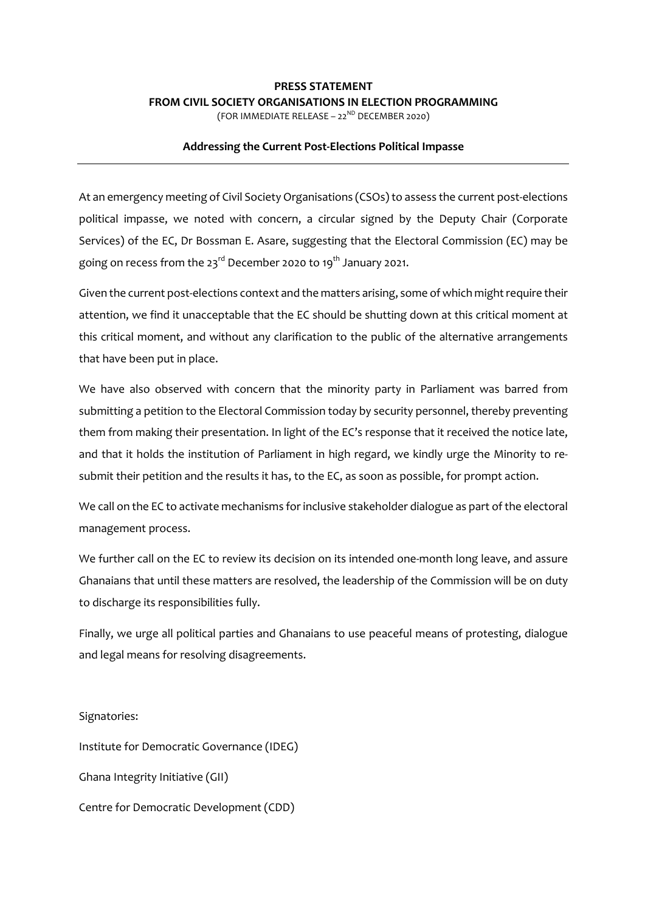**PRESS STATEMENT**
**FROM CIVIL SOCIETY ORGANISATIONS IN ELECTION PROGRAMMING**
(FOR IMMEDIATE RELEASE – 22[ND] DECEMBER 2020)

**Addressing the Current Post-Elections Political Impasse**

---

At an emergency meeting of Civil Society Organisations (CSOs) to assess the current post-elections political impasse, we noted with concern, a circular signed by the Deputy Chair (Corporate Services) of the EC, Dr Bossman E. Asare, suggesting that the Electoral Commission (EC) may be going on recess from the 23[rd] December 2020 to 19[th] January 2021.

Given the current post-elections context and the matters arising, some of which might require their attention, we find it unacceptable that the EC should be shutting down at this critical moment at this critical moment, and without any clarification to the public of the alternative arrangements that have been put in place.

We have also observed with concern that the minority party in Parliament was barred from submitting a petition to the Electoral Commission today by security personnel, thereby preventing them from making their presentation. In light of the EC's response that it received the notice late, and that it holds the institution of Parliament in high regard, we kindly urge the Minority to re-submit their petition and the results it has, to the EC, as soon as possible, for prompt action.

We call on the EC to activate mechanisms for inclusive stakeholder dialogue as part of the electoral management process.

We further call on the EC to review its decision on its intended one-month long leave, and assure Ghanaians that until these matters are resolved, the leadership of the Commission will be on duty to discharge its responsibilities fully.

Finally, we urge all political parties and Ghanaians to use peaceful means of protesting, dialogue and legal means for resolving disagreements.

Signatories:

Institute for Democratic Governance (IDEG)

Ghana Integrity Initiative (GII)

Centre for Democratic Development (CDD)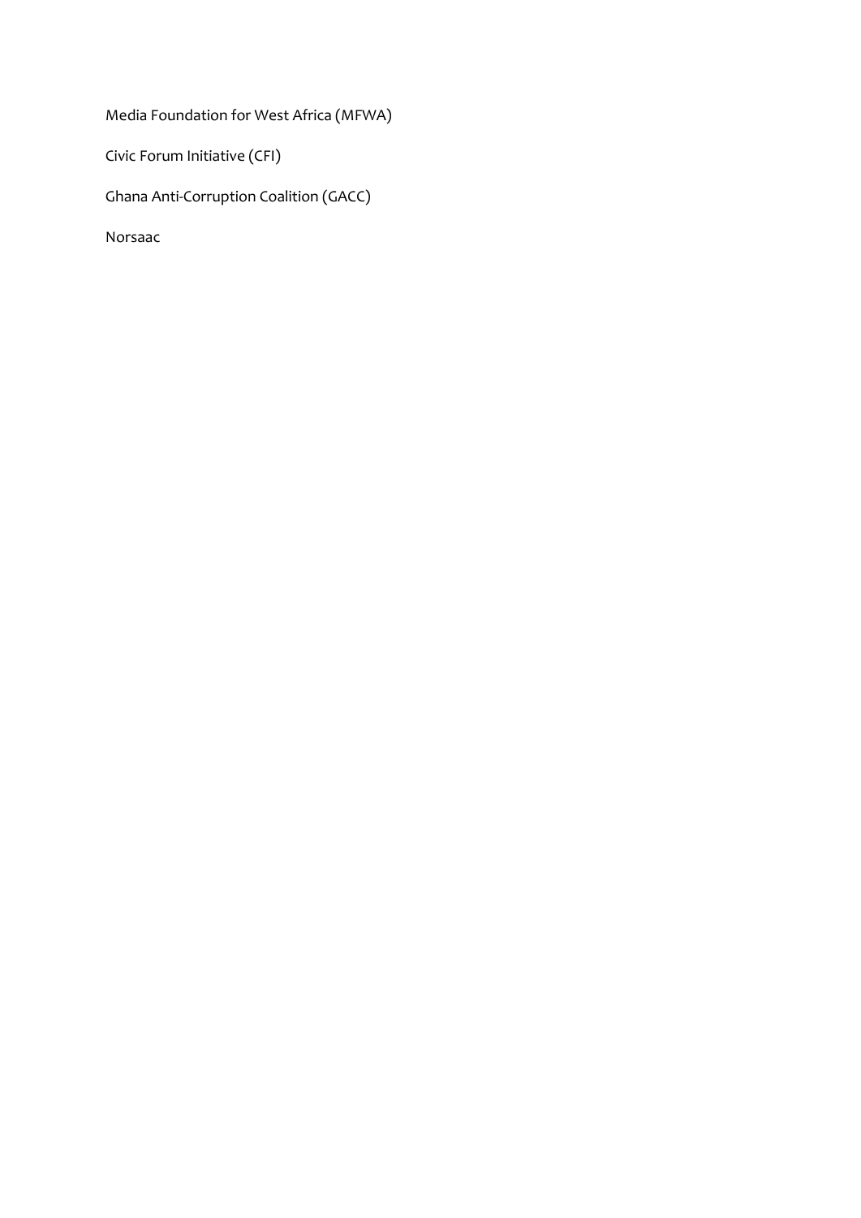Media Foundation for West Africa (MFWA)

Civic Forum Initiative (CFI)

Ghana Anti-Corruption Coalition (GACC)

Norsaac